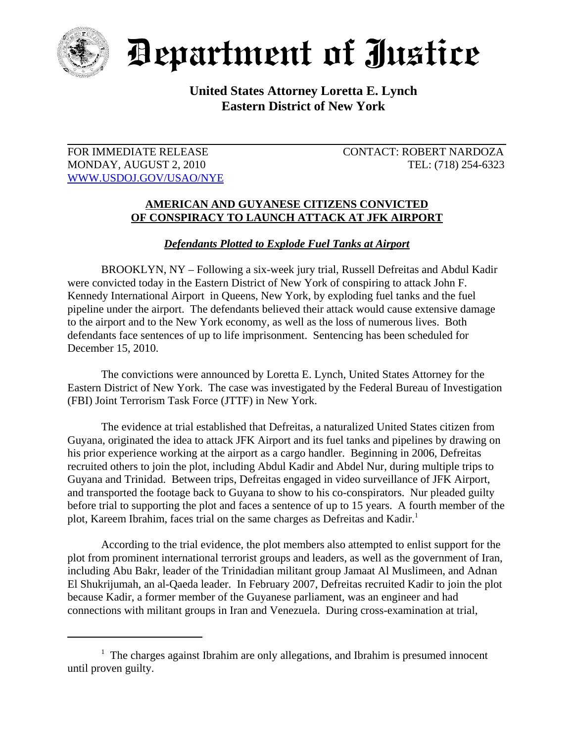# Department of Justice

**United States Attorney Loretta E. Lynch**
**Eastern District of New York**

FOR IMMEDIATE RELEASE
MONDAY, AUGUST 2, 2010
WWW.USDOJ.GOV/USAO/NYE

CONTACT: ROBERT NARDOZA
TEL: (718) 254-6323

## AMERICAN AND GUYANESE CITIZENS CONVICTED OF CONSPIRACY TO LAUNCH ATTACK AT JFK AIRPORT

***Defendants Plotted to Explode Fuel Tanks at Airport***

BROOKLYN, NY – Following a six-week jury trial, Russell Defreitas and Abdul Kadir were convicted today in the Eastern District of New York of conspiring to attack John F. Kennedy International Airport in Queens, New York, by exploding fuel tanks and the fuel pipeline under the airport. The defendants believed their attack would cause extensive damage to the airport and to the New York economy, as well as the loss of numerous lives. Both defendants face sentences of up to life imprisonment. Sentencing has been scheduled for December 15, 2010.

The convictions were announced by Loretta E. Lynch, United States Attorney for the Eastern District of New York. The case was investigated by the Federal Bureau of Investigation (FBI) Joint Terrorism Task Force (JTTF) in New York.

The evidence at trial established that Defreitas, a naturalized United States citizen from Guyana, originated the idea to attack JFK Airport and its fuel tanks and pipelines by drawing on his prior experience working at the airport as a cargo handler. Beginning in 2006, Defreitas recruited others to join the plot, including Abdul Kadir and Abdel Nur, during multiple trips to Guyana and Trinidad. Between trips, Defreitas engaged in video surveillance of JFK Airport, and transported the footage back to Guyana to show to his co-conspirators. Nur pleaded guilty before trial to supporting the plot and faces a sentence of up to 15 years. A fourth member of the plot, Kareem Ibrahim, faces trial on the same charges as Defreitas and Kadir.[1]

According to the trial evidence, the plot members also attempted to enlist support for the plot from prominent international terrorist groups and leaders, as well as the government of Iran, including Abu Bakr, leader of the Trinidadian militant group Jamaat Al Muslimeen, and Adnan El Shukrijumah, an al-Qaeda leader. In February 2007, Defreitas recruited Kadir to join the plot because Kadir, a former member of the Guyanese parliament, was an engineer and had connections with militant groups in Iran and Venezuela. During cross-examination at trial,

---

[1] The charges against Ibrahim are only allegations, and Ibrahim is presumed innocent until proven guilty.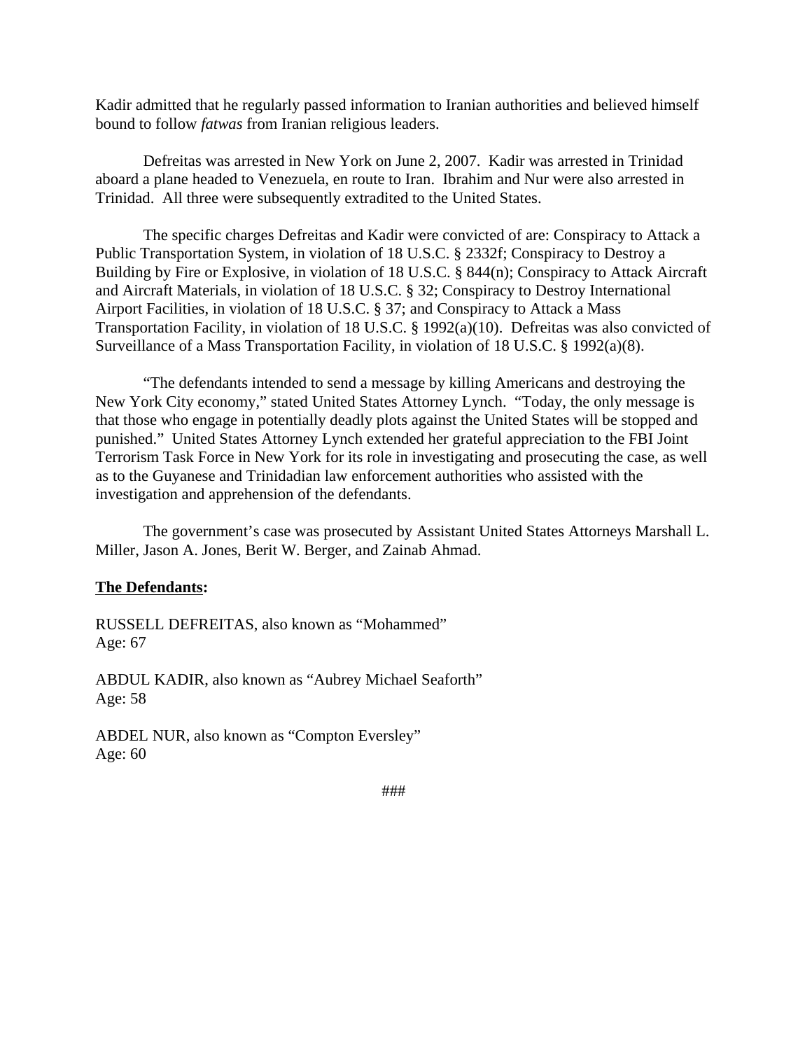Kadir admitted that he regularly passed information to Iranian authorities and believed himself bound to follow *fatwas* from Iranian religious leaders.

Defreitas was arrested in New York on June 2, 2007. Kadir was arrested in Trinidad aboard a plane headed to Venezuela, en route to Iran. Ibrahim and Nur were also arrested in Trinidad. All three were subsequently extradited to the United States.

The specific charges Defreitas and Kadir were convicted of are: Conspiracy to Attack a Public Transportation System, in violation of 18 U.S.C. § 2332f; Conspiracy to Destroy a Building by Fire or Explosive, in violation of 18 U.S.C. § 844(n); Conspiracy to Attack Aircraft and Aircraft Materials, in violation of 18 U.S.C. § 32; Conspiracy to Destroy International Airport Facilities, in violation of 18 U.S.C. § 37; and Conspiracy to Attack a Mass Transportation Facility, in violation of 18 U.S.C. § 1992(a)(10). Defreitas was also convicted of Surveillance of a Mass Transportation Facility, in violation of 18 U.S.C. § 1992(a)(8).

"The defendants intended to send a message by killing Americans and destroying the New York City economy," stated United States Attorney Lynch. "Today, the only message is that those who engage in potentially deadly plots against the United States will be stopped and punished." United States Attorney Lynch extended her grateful appreciation to the FBI Joint Terrorism Task Force in New York for its role in investigating and prosecuting the case, as well as to the Guyanese and Trinidadian law enforcement authorities who assisted with the investigation and apprehension of the defendants.

The government's case was prosecuted by Assistant United States Attorneys Marshall L. Miller, Jason A. Jones, Berit W. Berger, and Zainab Ahmad.

**The Defendants:**

RUSSELL DEFREITAS, also known as "Mohammed"
Age: 67

ABDUL KADIR, also known as "Aubrey Michael Seaforth"
Age: 58

ABDEL NUR, also known as "Compton Eversley"
Age: 60

###